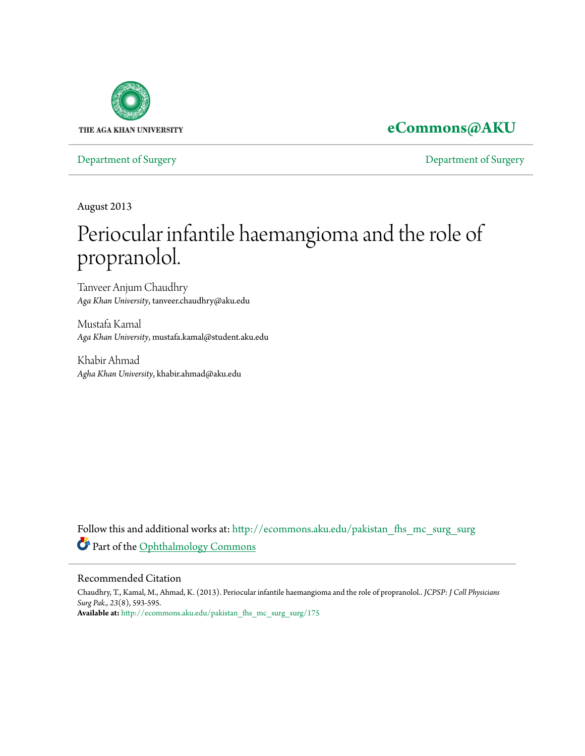THE AGA KHAN UNIVERSITY

**eCommons@AKU**

Department of Surgery | Department of Surgery

August 2013

# Periocular infantile haemangioma and the role of propranolol.

Tanveer Anjum Chaudhry
*Aga Khan University*, tanveer.chaudhry@aku.edu

Mustafa Kamal
*Aga Khan University*, mustafa.kamal@student.aku.edu

Khabir Ahmad
*Agha Khan University*, khabir.ahmad@aku.edu

Follow this and additional works at: http://ecommons.aku.edu/pakistan_fhs_mc_surg_surg

Part of the Ophthalmology Commons

## Recommended Citation

Chaudhry, T., Kamal, M., Ahmad, K. (2013). Periocular infantile haemangioma and the role of propranolol.. *JCPSP: J Coll Physicians Surg Pak.*, 23(8), 593-595.
**Available at:** http://ecommons.aku.edu/pakistan_fhs_mc_surg_surg/175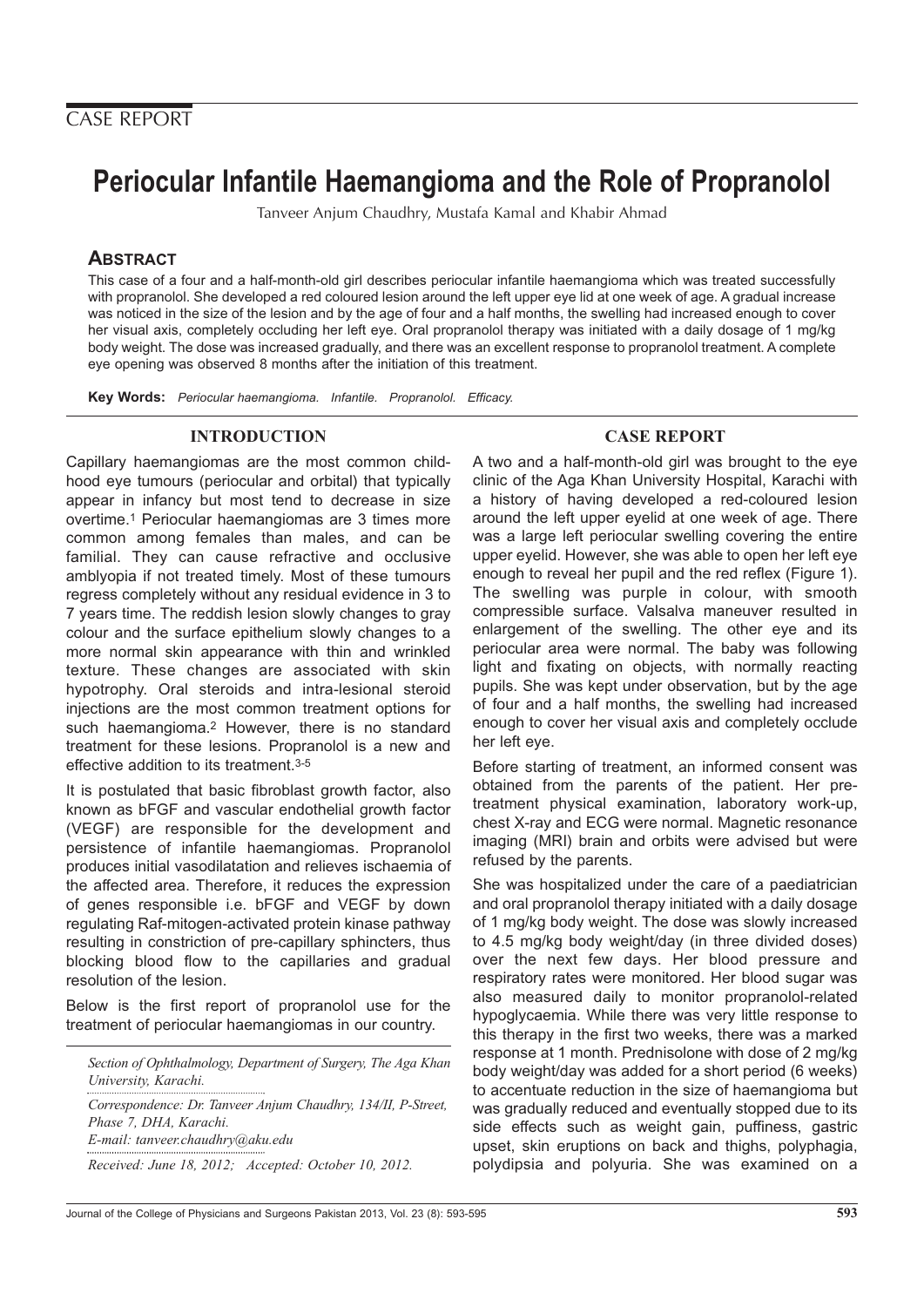CASE REPORT

# Periocular Infantile Haemangioma and the Role of Propranolol

Tanveer Anjum Chaudhry, Mustafa Kamal and Khabir Ahmad

## Abstract

This case of a four and a half-month-old girl describes periocular infantile haemangioma which was treated successfully with propranolol. She developed a red coloured lesion around the left upper eye lid at one week of age. A gradual increase was noticed in the size of the lesion and by the age of four and a half months, the swelling had increased enough to cover her visual axis, completely occluding her left eye. Oral propranolol therapy was initiated with a daily dosage of 1 mg/kg body weight. The dose was increased gradually, and there was an excellent response to propranolol treatment. A complete eye opening was observed 8 months after the initiation of this treatment.

**Key Words:** *Periocular haemangioma. Infantile. Propranolol. Efficacy.*

## INTRODUCTION

Capillary haemangiomas are the most common childhood eye tumours (periocular and orbital) that typically appear in infancy but most tend to decrease in size overtime.[1] Periocular haemangiomas are 3 times more common among females than males, and can be familial. They can cause refractive and occlusive amblyopia if not treated timely. Most of these tumours regress completely without any residual evidence in 3 to 7 years time. The reddish lesion slowly changes to gray colour and the surface epithelium slowly changes to a more normal skin appearance with thin and wrinkled texture. These changes are associated with skin hypotrophy. Oral steroids and intra-lesional steroid injections are the most common treatment options for such haemangioma.[2] However, there is no standard treatment for these lesions. Propranolol is a new and effective addition to its treatment.[3-5]

It is postulated that basic fibroblast growth factor, also known as bFGF and vascular endothelial growth factor (VEGF) are responsible for the development and persistence of infantile haemangiomas. Propranolol produces initial vasodilatation and relieves ischaemia of the affected area. Therefore, it reduces the expression of genes responsible i.e. bFGF and VEGF by down regulating Raf-mitogen-activated protein kinase pathway resulting in constriction of pre-capillary sphincters, thus blocking blood flow to the capillaries and gradual resolution of the lesion.

Below is the first report of propranolol use for the treatment of periocular haemangiomas in our country.

*Section of Ophthalmology, Department of Surgery, The Aga Khan University, Karachi.*

*Correspondence: Dr. Tanveer Anjum Chaudhry, 134/II, P-Street, Phase 7, DHA, Karachi.*
*E-mail: tanveer.chaudhry@aku.edu*

*Received: June 18, 2012; Accepted: October 10, 2012.*

## CASE REPORT

A two and a half-month-old girl was brought to the eye clinic of the Aga Khan University Hospital, Karachi with a history of having developed a red-coloured lesion around the left upper eyelid at one week of age. There was a large left periocular swelling covering the entire upper eyelid. However, she was able to open her left eye enough to reveal her pupil and the red reflex (Figure 1). The swelling was purple in colour, with smooth compressible surface. Valsalva maneuver resulted in enlargement of the swelling. The other eye and its periocular area were normal. The baby was following light and fixating on objects, with normally reacting pupils. She was kept under observation, but by the age of four and a half months, the swelling had increased enough to cover her visual axis and completely occlude her left eye.

Before starting of treatment, an informed consent was obtained from the parents of the patient. Her pre-treatment physical examination, laboratory work-up, chest X-ray and ECG were normal. Magnetic resonance imaging (MRI) brain and orbits were advised but were refused by the parents.

She was hospitalized under the care of a paediatrician and oral propranolol therapy initiated with a daily dosage of 1 mg/kg body weight. The dose was slowly increased to 4.5 mg/kg body weight/day (in three divided doses) over the next few days. Her blood pressure and respiratory rates were monitored. Her blood sugar was also measured daily to monitor propranolol-related hypoglycaemia. While there was very little response to this therapy in the first two weeks, there was a marked response at 1 month. Prednisolone with dose of 2 mg/kg body weight/day was added for a short period (6 weeks) to accentuate reduction in the size of haemangioma but was gradually reduced and eventually stopped due to its side effects such as weight gain, puffiness, gastric upset, skin eruptions on back and thighs, polyphagia, polydipsia and polyuria. She was examined on a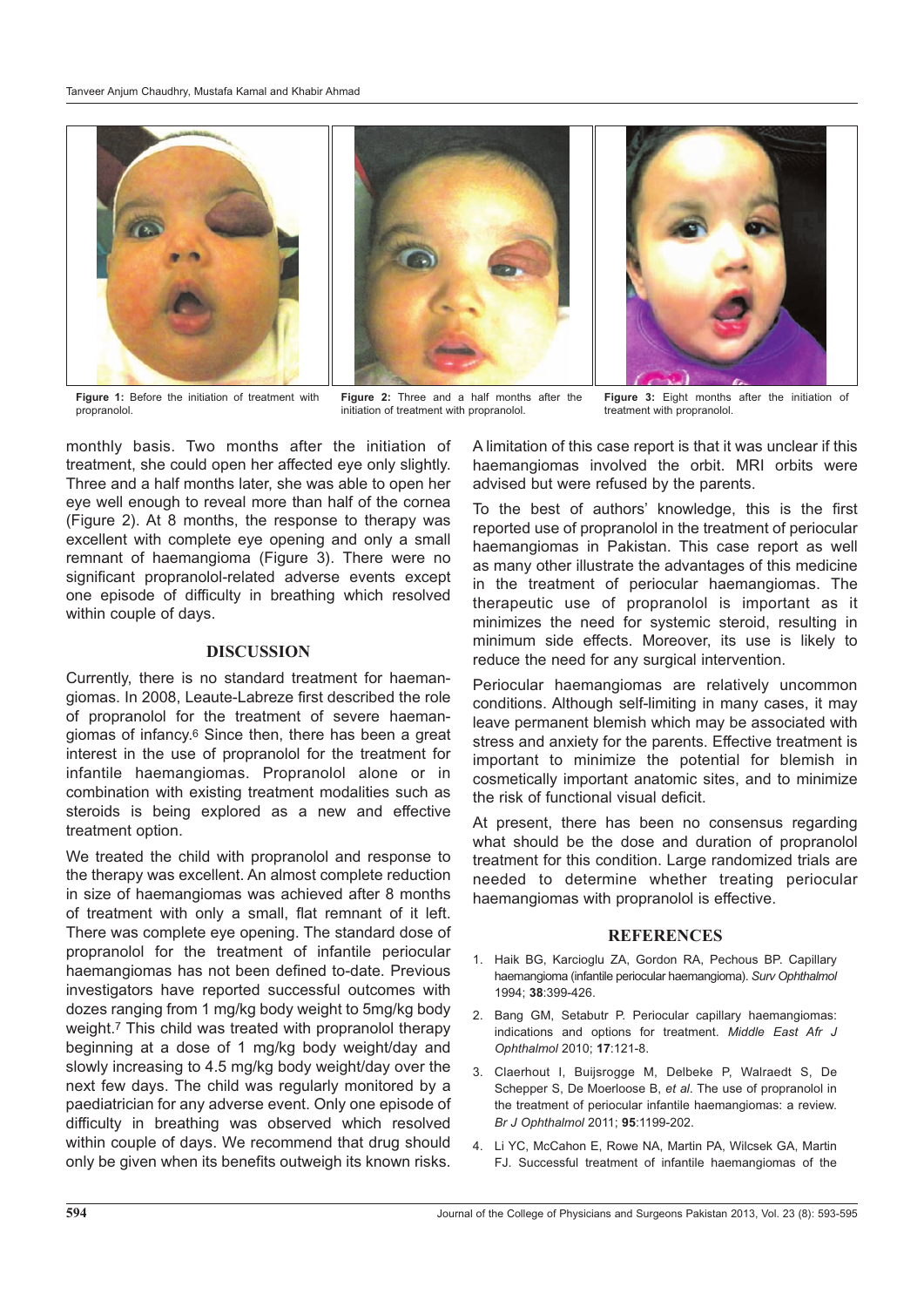Figure 1: Before the initiation of treatment with propranolol.

Figure 2: Three and a half months after the initiation of treatment with propranolol.

Figure 3: Eight months after the initiation of treatment with propranolol.

monthly basis. Two months after the initiation of treatment, she could open her affected eye only slightly. Three and a half months later, she was able to open her eye well enough to reveal more than half of the cornea (Figure 2). At 8 months, the response to therapy was excellent with complete eye opening and only a small remnant of haemangioma (Figure 3). There were no significant propranolol-related adverse events except one episode of difficulty in breathing which resolved within couple of days.

## DISCUSSION

Currently, there is no standard treatment for haemangiomas. In 2008, Leaute-Labreze first described the role of propranolol for the treatment of severe haemangiomas of infancy.[6] Since then, there has been a great interest in the use of propranolol for the treatment for infantile haemangiomas. Propranolol alone or in combination with existing treatment modalities such as steroids is being explored as a new and effective treatment option.

We treated the child with propranolol and response to the therapy was excellent. An almost complete reduction in size of haemangiomas was achieved after 8 months of treatment with only a small, flat remnant of it left. There was complete eye opening. The standard dose of propranolol for the treatment of infantile periocular haemangiomas has not been defined to-date. Previous investigators have reported successful outcomes with dozes ranging from 1 mg/kg body weight to 5mg/kg body weight.[7] This child was treated with propranolol therapy beginning at a dose of 1 mg/kg body weight/day and slowly increasing to 4.5 mg/kg body weight/day over the next few days. The child was regularly monitored by a paediatrician for any adverse event. Only one episode of difficulty in breathing was observed which resolved within couple of days. We recommend that drug should only be given when its benefits outweigh its known risks.

A limitation of this case report is that it was unclear if this haemangiomas involved the orbit. MRI orbits were advised but were refused by the parents.

To the best of authors' knowledge, this is the first reported use of propranolol in the treatment of periocular haemangiomas in Pakistan. This case report as well as many other illustrate the advantages of this medicine in the treatment of periocular haemangiomas. The therapeutic use of propranolol is important as it minimizes the need for systemic steroid, resulting in minimum side effects. Moreover, its use is likely to reduce the need for any surgical intervention.

Periocular haemangiomas are relatively uncommon conditions. Although self-limiting in many cases, it may leave permanent blemish which may be associated with stress and anxiety for the parents. Effective treatment is important to minimize the potential for blemish in cosmetically important anatomic sites, and to minimize the risk of functional visual deficit.

At present, there has been no consensus regarding what should be the dose and duration of propranolol treatment for this condition. Large randomized trials are needed to determine whether treating periocular haemangiomas with propranolol is effective.

## REFERENCES

1. Haik BG, Karcioglu ZA, Gordon RA, Pechous BP. Capillary haemangioma (infantile periocular haemangioma). *Surv Ophthalmol* 1994; **38**:399-426.
2. Bang GM, Setabutr P. Periocular capillary haemangiomas: indications and options for treatment. *Middle East Afr J Ophthalmol* 2010; **17**:121-8.
3. Claerhout I, Buijsrogge M, Delbeke P, Walraedt S, De Schepper S, De Moerloose B, *et al*. The use of propranolol in the treatment of periocular infantile haemangiomas: a review. *Br J Ophthalmol* 2011; **95**:1199-202.
4. Li YC, McCahon E, Rowe NA, Martin PA, Wilcsek GA, Martin FJ. Successful treatment of infantile haemangiomas of the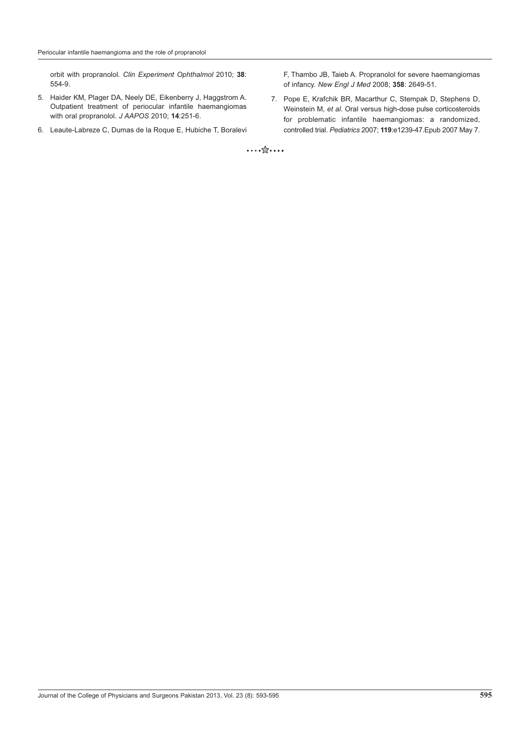orbit with propranolol. *Clin Experiment Ophthalmol* 2010; **38**: 554-9.

5. Haider KM, Plager DA, Neely DE, Eikenberry J, Haggstrom A. Outpatient treatment of periocular infantile haemangiomas with oral propranolol. *J AAPOS* 2010; **14**:251-6.
6. Leaute-Labreze C, Dumas de la Roque E, Hubiche T, Boralevi F, Thambo JB, Taieb A. Propranolol for severe haemangiomas of infancy. *New Engl J Med* 2008; **358**: 2649-51.
7. Pope E, Krafchik BR, Macarthur C, Stempak D, Stephens D, Weinstein M, *et al*. Oral versus high-dose pulse corticosteroids for problematic infantile haemangiomas: a randomized, controlled trial. *Pediatrics* 2007; **119**:e1239-47.Epub 2007 May 7.